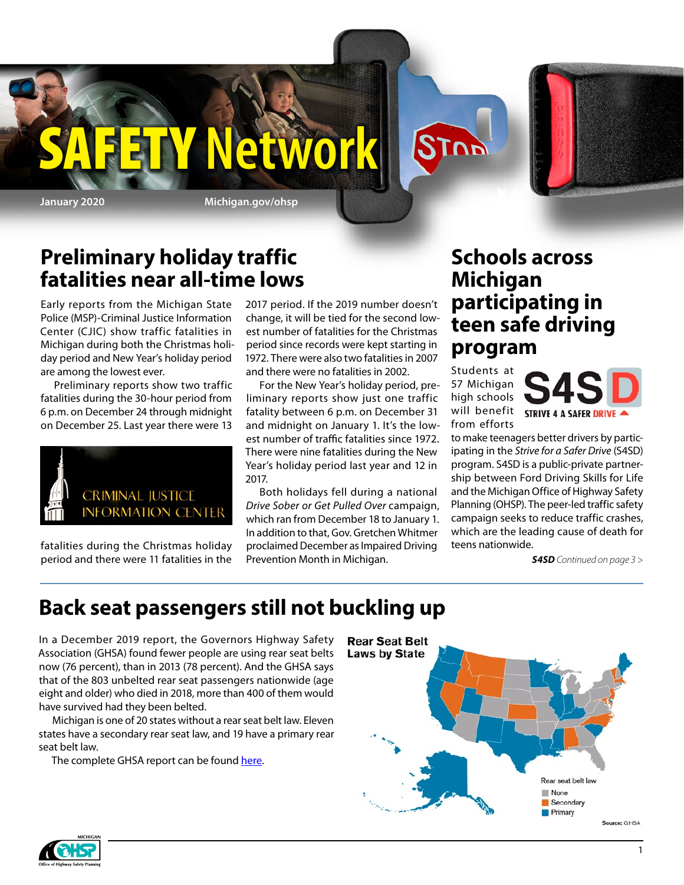# SAFETY Network

January 2020 Michigan.gov/ohsp

## Preliminary holiday traffic fatalities near all-time lows

Early reports from the Michigan State Police (MSP)-Criminal Justice Information Center (CJIC) show traffic fatalities in Michigan during both the Christmas holiday period and New Year's holiday period are among the lowest ever.

Preliminary reports show two traffic fatalities during the 30-hour period from 6 p.m. on December 24 through midnight on December 25. Last year there were 13 fatalities during the Christmas holiday period and there were 11 fatalities in the 2017 period. If the 2019 number doesn't change, it will be tied for the second lowest number of fatalities for the Christmas period since records were kept starting in 1972. There were also two fatalities in 2007 and there were no fatalities in 2002.

For the New Year's holiday period, preliminary reports show just one traffic fatality between 6 p.m. on December 31 and midnight on January 1. It's the lowest number of traffic fatalities since 1972. There were nine fatalities during the New Year's holiday period last year and 12 in 2017.

Both holidays fell during a national *Drive Sober or Get Pulled Over* campaign, which ran from December 18 to January 1. In addition to that, Gov. Gretchen Whitmer proclaimed December as Impaired Driving Prevention Month in Michigan.

## Schools across Michigan participating in teen safe driving program

Students at 57 Michigan high schools will benefit from efforts to make teenagers better drivers by participating in the *Strive for a Safer Drive* (S4SD) program. S4SD is a public-private partnership between Ford Driving Skills for Life and the Michigan Office of Highway Safety Planning (OHSP). The peer-led traffic safety campaign seeks to reduce traffic crashes, which are the leading cause of death for teens nationwide.

***S4SD*** *Continued on page 3 >*

## Back seat passengers still not buckling up

In a December 2019 report, the Governors Highway Safety Association (GHSA) found fewer people are using rear seat belts now (76 percent), than in 2013 (78 percent). And the GHSA says that of the 803 unbelted rear seat passengers nationwide (age eight and older) who died in 2018, more than 400 of them would have survived had they been belted.

Michigan is one of 20 states without a rear seat belt law. Eleven states have a secondary rear seat law, and 19 have a primary rear seat belt law.

The complete GHSA report can be found here.

**Rear Seat Belt Laws by State**

Rear seat belt law: None / Secondary / Primary

Source: GHSA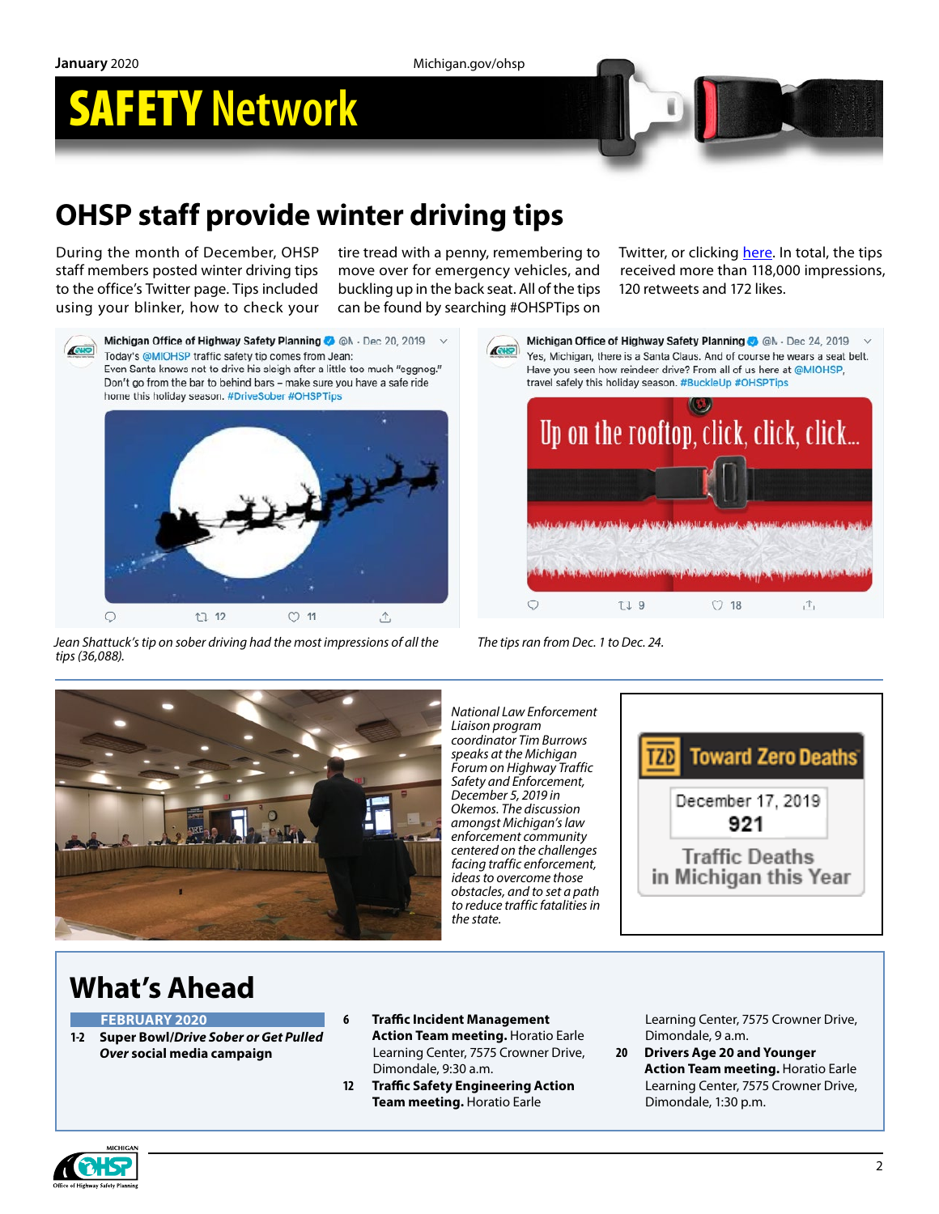# OHSP staff provide winter driving tips

During the month of December, OHSP staff members posted winter driving tips to the office's Twitter page. Tips included using your blinker, how to check your tire tread with a penny, remembering to move over for emergency vehicles, and buckling up in the back seat. All of the tips can be found by searching #OHSPTips on Twitter, or clicking here. In total, the tips received more than 118,000 impressions, 120 retweets and 172 likes.

Michigan Office of Highway Safety Planning @M · Dec 20, 2019
Today's @MIOHSP traffic safety tip comes from Jean:
Even Santa knows not to drive his sleigh after a little too much "eggnog." Don't go from the bar to behind bars – make sure you have a safe ride home this holiday season. #DriveSober #OHSPTips

*Jean Shattuck's tip on sober driving had the most impressions of all the tips (36,088).*

Michigan Office of Highway Safety Planning @M · Dec 24, 2019
Yes, Michigan, there is a Santa Claus. And of course he wears a seat belt. Have you seen how reindeer drive? From all of us here at @MIOHSP, travel safely this holiday season. #BuckleUp #OHSPTips

Up on the rooftop, click, click, click...

*The tips ran from Dec. 1 to Dec. 24.*

*National Law Enforcement Liaison program coordinator Tim Burrows speaks at the Michigan Forum on Highway Traffic Safety and Enforcement, December 5, 2019 in Okemos. The discussion amongst Michigan's law enforcement community centered on the challenges facing traffic enforcement, ideas to overcome those obstacles, and to set a path to reduce traffic fatalities in the state.*

**Toward Zero Deaths**

December 17, 2019
**921**
Traffic Deaths in Michigan this Year

## What's Ahead

**FEBRUARY 2020**

- **1-2** **Super Bowl/*Drive Sober or Get Pulled Over* social media campaign**
- **6** **Traffic Incident Management Action Team meeting.** Horatio Earle Learning Center, 7575 Crowner Drive, Dimondale, 9:30 a.m.
- **12** **Traffic Safety Engineering Action Team meeting.** Horatio Earle Learning Center, 7575 Crowner Drive, Dimondale, 9 a.m.
- **20** **Drivers Age 20 and Younger Action Team meeting.** Horatio Earle Learning Center, 7575 Crowner Drive, Dimondale, 1:30 p.m.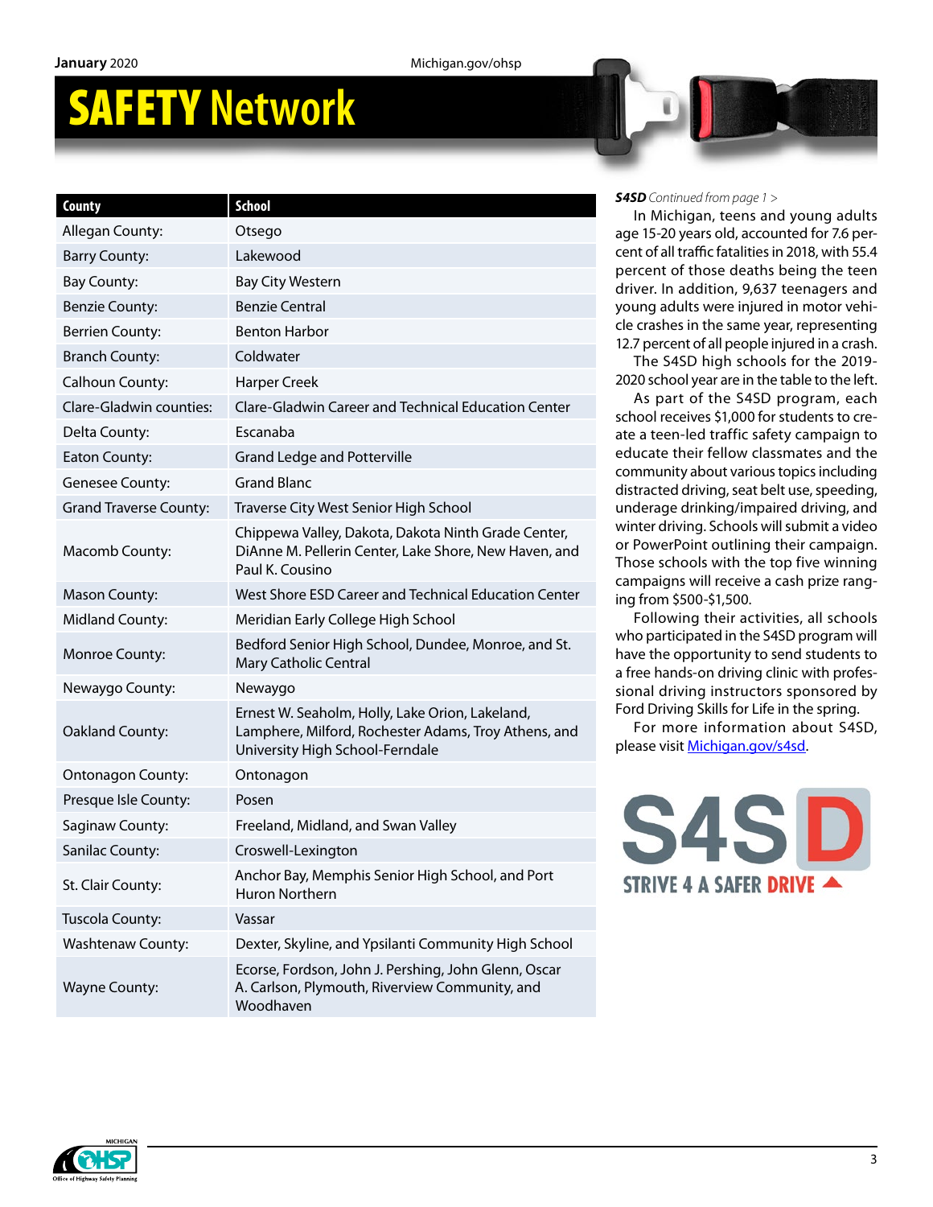| County | School |
|---|---|
| Allegan County: | Otsego |
| Barry County: | Lakewood |
| Bay County: | Bay City Western |
| Benzie County: | Benzie Central |
| Berrien County: | Benton Harbor |
| Branch County: | Coldwater |
| Calhoun County: | Harper Creek |
| Clare-Gladwin counties: | Clare-Gladwin Career and Technical Education Center |
| Delta County: | Escanaba |
| Eaton County: | Grand Ledge and Potterville |
| Genesee County: | Grand Blanc |
| Grand Traverse County: | Traverse City West Senior High School |
| Macomb County: | Chippewa Valley, Dakota, Dakota Ninth Grade Center, DiAnne M. Pellerin Center, Lake Shore, New Haven, and Paul K. Cousino |
| Mason County: | West Shore ESD Career and Technical Education Center |
| Midland County: | Meridian Early College High School |
| Monroe County: | Bedford Senior High School, Dundee, Monroe, and St. Mary Catholic Central |
| Newaygo County: | Newaygo |
| Oakland County: | Ernest W. Seaholm, Holly, Lake Orion, Lakeland, Lamphere, Milford, Rochester Adams, Troy Athens, and University High School-Ferndale |
| Ontonagon County: | Ontonagon |
| Presque Isle County: | Posen |
| Saginaw County: | Freeland, Midland, and Swan Valley |
| Sanilac County: | Croswell-Lexington |
| St. Clair County: | Anchor Bay, Memphis Senior High School, and Port Huron Northern |
| Tuscola County: | Vassar |
| Washtenaw County: | Dexter, Skyline, and Ypsilanti Community High School |
| Wayne County: | Ecorse, Fordson, John J. Pershing, John Glenn, Oscar A. Carlson, Plymouth, Riverview Community, and Woodhaven |

***S4SD*** *Continued from page 1 >*

In Michigan, teens and young adults age 15-20 years old, accounted for 7.6 percent of all traffic fatalities in 2018, with 55.4 percent of those deaths being the teen driver. In addition, 9,637 teenagers and young adults were injured in motor vehicle crashes in the same year, representing 12.7 percent of all people injured in a crash.

The S4SD high schools for the 2019-2020 school year are in the table to the left.

As part of the S4SD program, each school receives $1,000 for students to create a teen-led traffic safety campaign to educate their fellow classmates and the community about various topics including distracted driving, seat belt use, speeding, underage drinking/impaired driving, and winter driving. Schools will submit a video or PowerPoint outlining their campaign. Those schools with the top five winning campaigns will receive a cash prize ranging from $500-$1,500.

Following their activities, all schools who participated in the S4SD program will have the opportunity to send students to a free hands-on driving clinic with professional driving instructors sponsored by Ford Driving Skills for Life in the spring.

For more information about S4SD, please visit [Michigan.gov/s4sd](Michigan.gov/s4sd).

S4SD STRIVE 4 A SAFER DRIVE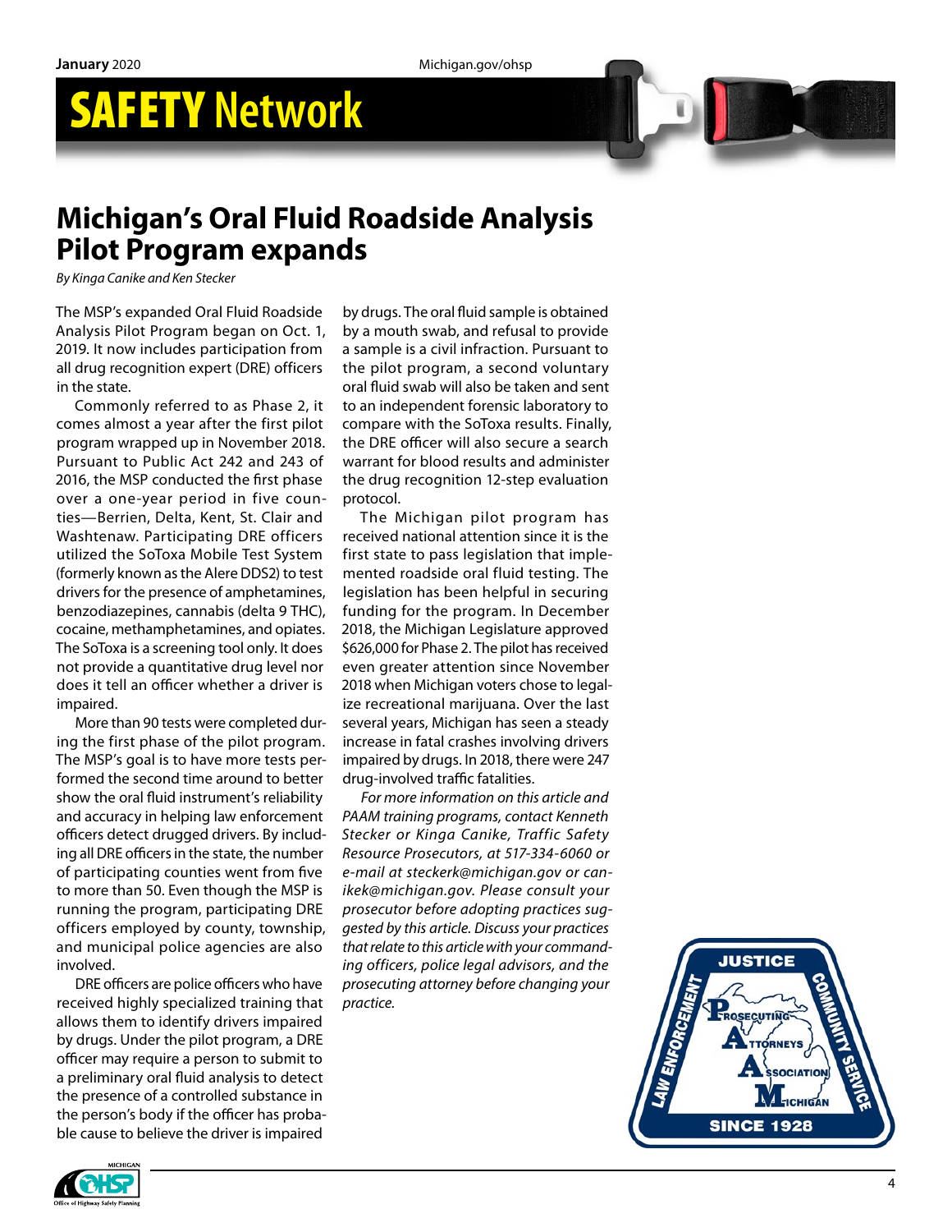# Michigan's Oral Fluid Roadside Analysis Pilot Program expands

*By Kinga Canike and Ken Stecker*

The MSP's expanded Oral Fluid Roadside Analysis Pilot Program began on Oct. 1, 2019. It now includes participation from all drug recognition expert (DRE) officers in the state.

Commonly referred to as Phase 2, it comes almost a year after the first pilot program wrapped up in November 2018. Pursuant to Public Act 242 and 243 of 2016, the MSP conducted the first phase over a one-year period in five counties—Berrien, Delta, Kent, St. Clair and Washtenaw. Participating DRE officers utilized the SoToxa Mobile Test System (formerly known as the Alere DDS2) to test drivers for the presence of amphetamines, benzodiazepines, cannabis (delta 9 THC), cocaine, methamphetamines, and opiates. The SoToxa is a screening tool only. It does not provide a quantitative drug level nor does it tell an officer whether a driver is impaired.

More than 90 tests were completed during the first phase of the pilot program. The MSP's goal is to have more tests performed the second time around to better show the oral fluid instrument's reliability and accuracy in helping law enforcement officers detect drugged drivers. By including all DRE officers in the state, the number of participating counties went from five to more than 50. Even though the MSP is running the program, participating DRE officers employed by county, township, and municipal police agencies are also involved.

DRE officers are police officers who have received highly specialized training that allows them to identify drivers impaired by drugs. Under the pilot program, a DRE officer may require a person to submit to a preliminary oral fluid analysis to detect the presence of a controlled substance in the person's body if the officer has probable cause to believe the driver is impaired by drugs. The oral fluid sample is obtained by a mouth swab, and refusal to provide a sample is a civil infraction. Pursuant to the pilot program, a second voluntary oral fluid swab will also be taken and sent to an independent forensic laboratory to compare with the SoToxa results. Finally, the DRE officer will also secure a search warrant for blood results and administer the drug recognition 12-step evaluation protocol.

The Michigan pilot program has received national attention since it is the first state to pass legislation that implemented roadside oral fluid testing. The legislation has been helpful in securing funding for the program. In December 2018, the Michigan Legislature approved $626,000 for Phase 2. The pilot has received even greater attention since November 2018 when Michigan voters chose to legalize recreational marijuana. Over the last several years, Michigan has seen a steady increase in fatal crashes involving drivers impaired by drugs. In 2018, there were 247 drug-involved traffic fatalities.

*For more information on this article and PAAM training programs, contact Kenneth Stecker or Kinga Canike, Traffic Safety Resource Prosecutors, at 517-334-6060 or e-mail at steckerk@michigan.gov or canikek@michigan.gov. Please consult your prosecutor before adopting practices suggested by this article. Discuss your practices that relate to this article with your commanding officers, police legal advisors, and the prosecuting attorney before changing your practice.*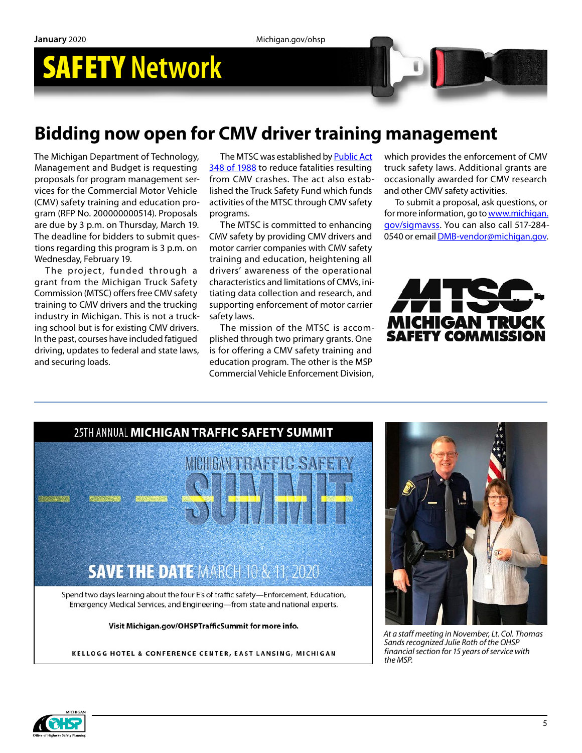# Bidding now open for CMV driver training management

The Michigan Department of Technology, Management and Budget is requesting proposals for program management services for the Commercial Motor Vehicle (CMV) safety training and education program (RFP No. 200000000514). Proposals are due by 3 p.m. on Thursday, March 19. The deadline for bidders to submit questions regarding this program is 3 p.m. on Wednesday, February 19.

The project, funded through a grant from the Michigan Truck Safety Commission (MTSC) offers free CMV safety training to CMV drivers and the trucking industry in Michigan. This is not a trucking school but is for existing CMV drivers. In the past, courses have included fatigued driving, updates to federal and state laws, and securing loads.

The MTSC was established by Public Act 348 of 1988 to reduce fatalities resulting from CMV crashes. The act also established the Truck Safety Fund which funds activities of the MTSC through CMV safety programs.

The MTSC is committed to enhancing CMV safety by providing CMV drivers and motor carrier companies with CMV safety training and education, heightening all drivers' awareness of the operational characteristics and limitations of CMVs, initiating data collection and research, and supporting enforcement of motor carrier safety laws.

The mission of the MTSC is accomplished through two primary grants. One is for offering a CMV safety training and education program. The other is the MSP Commercial Vehicle Enforcement Division, which provides the enforcement of CMV truck safety laws. Additional grants are occasionally awarded for CMV research and other CMV safety activities.

To submit a proposal, ask questions, or for more information, go to www.michigan.gov/sigmavss. You can also call 517-284-0540 or email DMB-vendor@michigan.gov.

MTSC MICHIGAN TRUCK SAFETY COMMISSION

25TH ANNUAL **MICHIGAN TRAFFIC SAFETY SUMMIT**

MICHIGAN TRAFFIC SAFETY SUMMIT

**SAVE THE DATE** MARCH 10 & 11, 2020

Spend two days learning about the four E's of traffic safety—Enforcement, Education, Emergency Medical Services, and Engineering—from state and national experts.

**Visit Michigan.gov/OHSPTrafficSummit for more info.**

KELLOGG HOTEL & CONFERENCE CENTER, EAST LANSING, MICHIGAN

*At a staff meeting in November, Lt. Col. Thomas Sands recognized Julie Roth of the OHSP financial section for 15 years of service with the MSP.*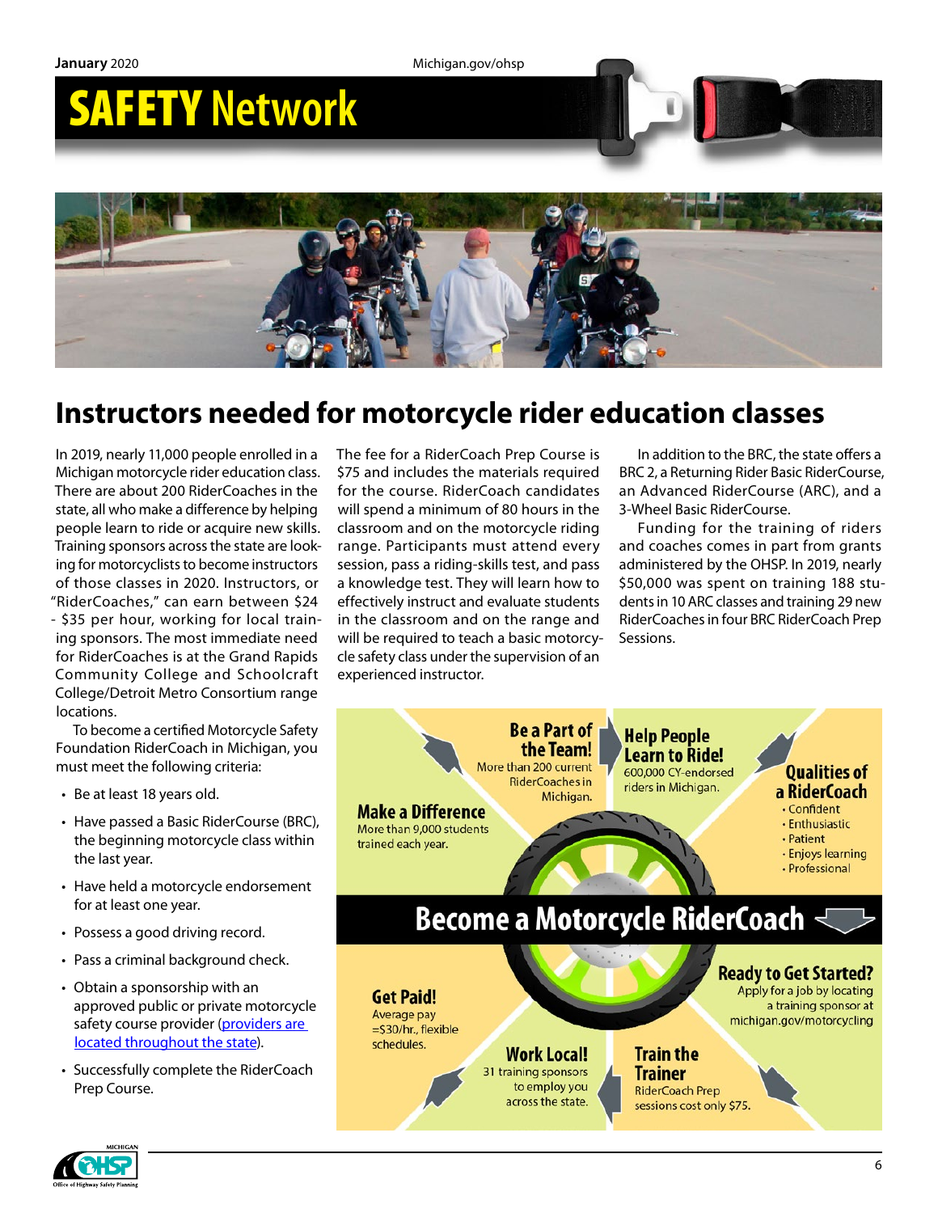# Instructors needed for motorcycle rider education classes

In 2019, nearly 11,000 people enrolled in a Michigan motorcycle rider education class. There are about 200 RiderCoaches in the state, all who make a difference by helping people learn to ride or acquire new skills. Training sponsors across the state are looking for motorcyclists to become instructors of those classes in 2020. Instructors, or "RiderCoaches," can earn between $24 - $35 per hour, working for local training sponsors. The most immediate need for RiderCoaches is at the Grand Rapids Community College and Schoolcraft College/Detroit Metro Consortium range locations.

To become a certified Motorcycle Safety Foundation RiderCoach in Michigan, you must meet the following criteria:

- Be at least 18 years old.
- Have passed a Basic RiderCourse (BRC), the beginning motorcycle class within the last year.
- Have held a motorcycle endorsement for at least one year.
- Possess a good driving record.
- Pass a criminal background check.
- Obtain a sponsorship with an approved public or private motorcycle safety course provider (providers are located throughout the state).
- Successfully complete the RiderCoach Prep Course.

The fee for a RiderCoach Prep Course is $75 and includes the materials required for the course. RiderCoach candidates will spend a minimum of 80 hours in the classroom and on the motorcycle riding range. Participants must attend every session, pass a riding-skills test, and pass a knowledge test. They will learn how to effectively instruct and evaluate students in the classroom and on the range and will be required to teach a basic motorcycle safety class under the supervision of an experienced instructor.

In addition to the BRC, the state offers a BRC 2, a Returning Rider Basic RiderCourse, an Advanced RiderCourse (ARC), and a 3-Wheel Basic RiderCourse.

Funding for the training of riders and coaches comes in part from grants administered by the OHSP. In 2019, nearly $50,000 was spent on training 188 students in 10 ARC classes and training 29 new RiderCoaches in four BRC RiderCoach Prep Sessions.

**Make a Difference**
More than 9,000 students trained each year.

**Be a Part of the Team!**
More than 200 current RiderCoaches in Michigan.

**Help People Learn to Ride!**
600,000 CY-endorsed riders in Michigan.

**Qualities of a RiderCoach**
- Confident
- Enthusiastic
- Patient
- Enjoys learning
- Professional

## Become a Motorcycle RiderCoach

**Get Paid!**
Average pay =$30/hr., flexible schedules.

**Work Local!**
31 training sponsors to employ you across the state.

**Train the Trainer**
RiderCoach Prep sessions cost only $75.

**Ready to Get Started?**
Apply for a job by locating a training sponsor at michigan.gov/motorcycling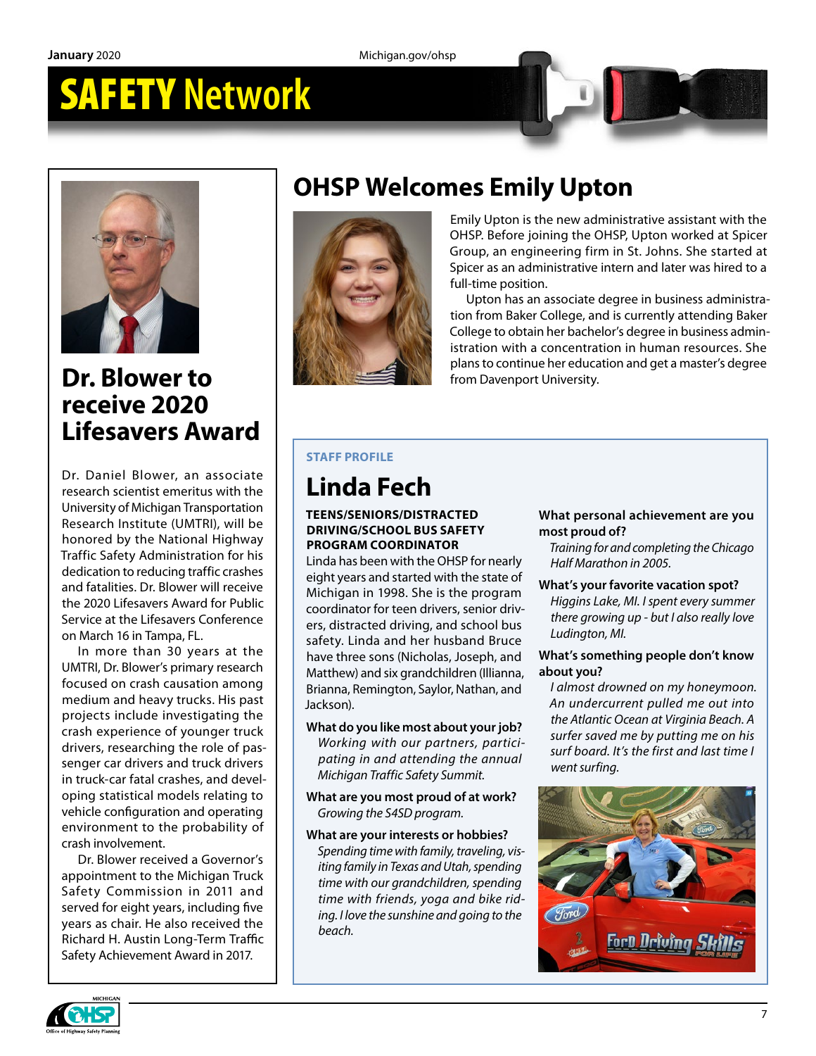# SAFETY Network

## Dr. Blower to receive 2020 Lifesavers Award

Dr. Daniel Blower, an associate research scientist emeritus with the University of Michigan Transportation Research Institute (UMTRI), will be honored by the National Highway Traffic Safety Administration for his dedication to reducing traffic crashes and fatalities. Dr. Blower will receive the 2020 Lifesavers Award for Public Service at the Lifesavers Conference on March 16 in Tampa, FL.

In more than 30 years at the UMTRI, Dr. Blower's primary research focused on crash causation among medium and heavy trucks. His past projects include investigating the crash experience of younger truck drivers, researching the role of passenger car drivers and truck drivers in truck-car fatal crashes, and developing statistical models relating to vehicle configuration and operating environment to the probability of crash involvement.

Dr. Blower received a Governor's appointment to the Michigan Truck Safety Commission in 2011 and served for eight years, including five years as chair. He also received the Richard H. Austin Long-Term Traffic Safety Achievement Award in 2017.

## OHSP Welcomes Emily Upton

Emily Upton is the new administrative assistant with the OHSP. Before joining the OHSP, Upton worked at Spicer Group, an engineering firm in St. Johns. She started at Spicer as an administrative intern and later was hired to a full-time position.

Upton has an associate degree in business administration from Baker College, and is currently attending Baker College to obtain her bachelor's degree in business administration with a concentration in human resources. She plans to continue her education and get a master's degree from Davenport University.

STAFF PROFILE

## Linda Fech

**TEENS/SENIORS/DISTRACTED DRIVING/SCHOOL BUS SAFETY PROGRAM COORDINATOR**

Linda has been with the OHSP for nearly eight years and started with the state of Michigan in 1998. She is the program coordinator for teen drivers, senior drivers, distracted driving, and school bus safety. Linda and her husband Bruce have three sons (Nicholas, Joseph, and Matthew) and six grandchildren (Illianna, Brianna, Remington, Saylor, Nathan, and Jackson).

**What do you like most about your job?**

*Working with our partners, participating in and attending the annual Michigan Traffic Safety Summit.*

**What are you most proud of at work?**

*Growing the S4SD program.*

**What are your interests or hobbies?**

*Spending time with family, traveling, visiting family in Texas and Utah, spending time with our grandchildren, spending time with friends, yoga and bike riding. I love the sunshine and going to the beach.*

**What personal achievement are you most proud of?**

*Training for and completing the Chicago Half Marathon in 2005.*

**What's your favorite vacation spot?**

*Higgins Lake, MI. I spent every summer there growing up - but I also really love Ludington, MI.*

**What's something people don't know about you?**

*I almost drowned on my honeymoon. An undercurrent pulled me out into the Atlantic Ocean at Virginia Beach. A surfer saved me by putting me on his surf board. It's the first and last time I went surfing.*